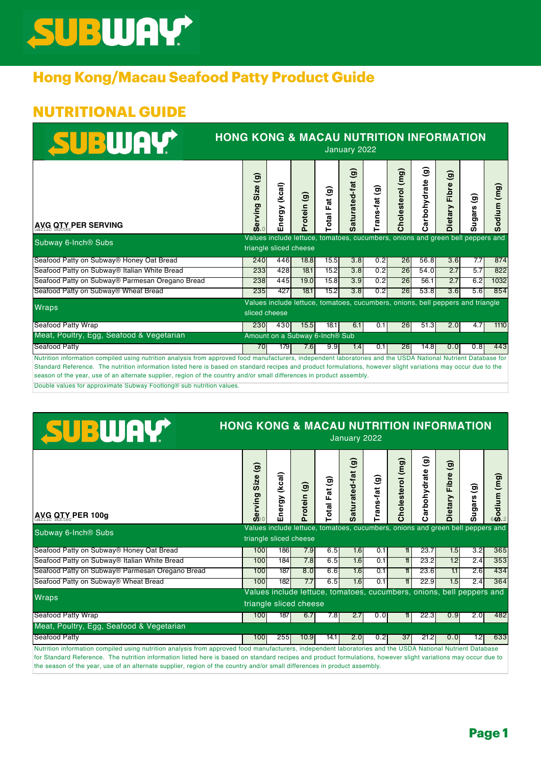# Hong Kong/Macau Seafood Patty Product Guide

## NUTRITIONAL GUIDE

### HONG KONG & MACAU NUTRITION INFORMATION

January 2022

| AVG QTY PER SERVING | Serving Size (g) | Energy (kcal) | Protein (g) | Total Fat (g) | Saturated-fat (g) | Trans-fat (g) | Cholesterol (mg) | Carbohydrate (g) | Dietary Fibre (g) | Sugars (g) | Sodium (mg) |
|---|---|---|---|---|---|---|---|---|---|---|---|
| **Subway 6-Inch® Subs** | Values include lettuce, tomatoes, cucumbers, onions and green bell peppers and triangle sliced cheese | | | | | | | | | | |
| Seafood Patty on Subway® Honey Oat Bread | 240 | 446 | 18.8 | 15.5 | 3.8 | 0.2 | 26 | 56.8 | 3.6 | 7.7 | 874 |
| Seafood Patty on Subway® Italian White Bread | 233 | 428 | 18.1 | 15.2 | 3.8 | 0.2 | 26 | 54.0 | 2.7 | 5.7 | 822 |
| Seafood Patty on Subway® Parmesan Oregano Bread | 238 | 445 | 19.0 | 15.8 | 3.9 | 0.2 | 26 | 56.1 | 2.7 | 6.2 | 1032 |
| Seafood Patty on Subway® Wheat Bread | 235 | 427 | 18.1 | 15.2 | 3.8 | 0.2 | 26 | 53.8 | 3.6 | 5.6 | 854 |
| **Wraps** | Values include lettuce, tomatoes, cucumbers, onions, bell peppers and triangle sliced cheese | | | | | | | | | | |
| Seafood Patty Wrap | 230 | 430 | 15.5 | 18.1 | 6.1 | 0.1 | 26 | 51.3 | 2.0 | 4.7 | 1110 |
| **Meat, Poultry, Egg, Seafood & Vegetarian** | Amount on a Subway 6-Inch® Sub | | | | | | | | | | |
| Seafood Patty | 70 | 179 | 7.6 | 9.9 | 1.4 | 0.1 | 26 | 14.8 | 0.0 | 0.8 | 443 |

Nutrition information compiled using nutrition analysis from approved food manufacturers, independent laboratories and the USDA National Nutrient Database for Standard Reference. The nutrition information listed here is based on standard recipes and product formulations, however slight variations may occur due to the season of the year, use of an alternate supplier, region of the country and/or small differences in product assembly.

Double values for approximate Subway Footlong® sub nutrition values.

### HONG KONG & MACAU NUTRITION INFORMATION

January 2022

| AVG QTY PER 100g | Serving Size (g) | Energy (kcal) | Protein (g) | Total Fat (g) | Saturated-fat (g) | Trans-fat (g) | Cholesterol (mg) | Carbohydrate (g) | Dietary Fibre (g) | Sugars (g) | Sodium (mg) |
|---|---|---|---|---|---|---|---|---|---|---|---|
| **Subway 6-Inch® Subs** | Values include lettuce, tomatoes, cucumbers, onions and green bell peppers and triangle sliced cheese | | | | | | | | | | |
| Seafood Patty on Subway® Honey Oat Bread | 100 | 186 | 7.9 | 6.5 | 1.6 | 0.1 | 11 | 23.7 | 1.5 | 3.2 | 365 |
| Seafood Patty on Subway® Italian White Bread | 100 | 184 | 7.8 | 6.5 | 1.6 | 0.1 | 11 | 23.2 | 1.2 | 2.4 | 353 |
| Seafood Patty on Subway® Parmesan Oregano Bread | 100 | 187 | 8.0 | 6.6 | 1.6 | 0.1 | 11 | 23.6 | 1.1 | 2.6 | 434 |
| Seafood Patty on Subway® Wheat Bread | 100 | 182 | 7.7 | 6.5 | 1.6 | 0.1 | 11 | 22.9 | 1.5 | 2.4 | 364 |
| **Wraps** | Values include lettuce, tomatoes, cucumbers, onions, bell peppers and triangle sliced cheese | | | | | | | | | | |
| Seafood Patty Wrap | 100 | 187 | 6.7 | 7.8 | 2.7 | 0.0 | 11 | 22.3 | 0.9 | 2.0 | 482 |
| **Meat, Poultry, Egg, Seafood & Vegetarian** | | | | | | | | | | | |
| Seafood Patty | 100 | 255 | 10.9 | 14.1 | 2.0 | 0.2 | 37 | 21.2 | 0.0 | 1.2 | 633 |

Nutrition information compiled using nutrition analysis from approved food manufacturers, independent laboratories and the USDA National Nutrient Database for Standard Reference. The nutrition information listed here is based on standard recipes and product formulations, however slight variations may occur due to the season of the year, use of an alternate supplier, region of the country and/or small differences in product assembly.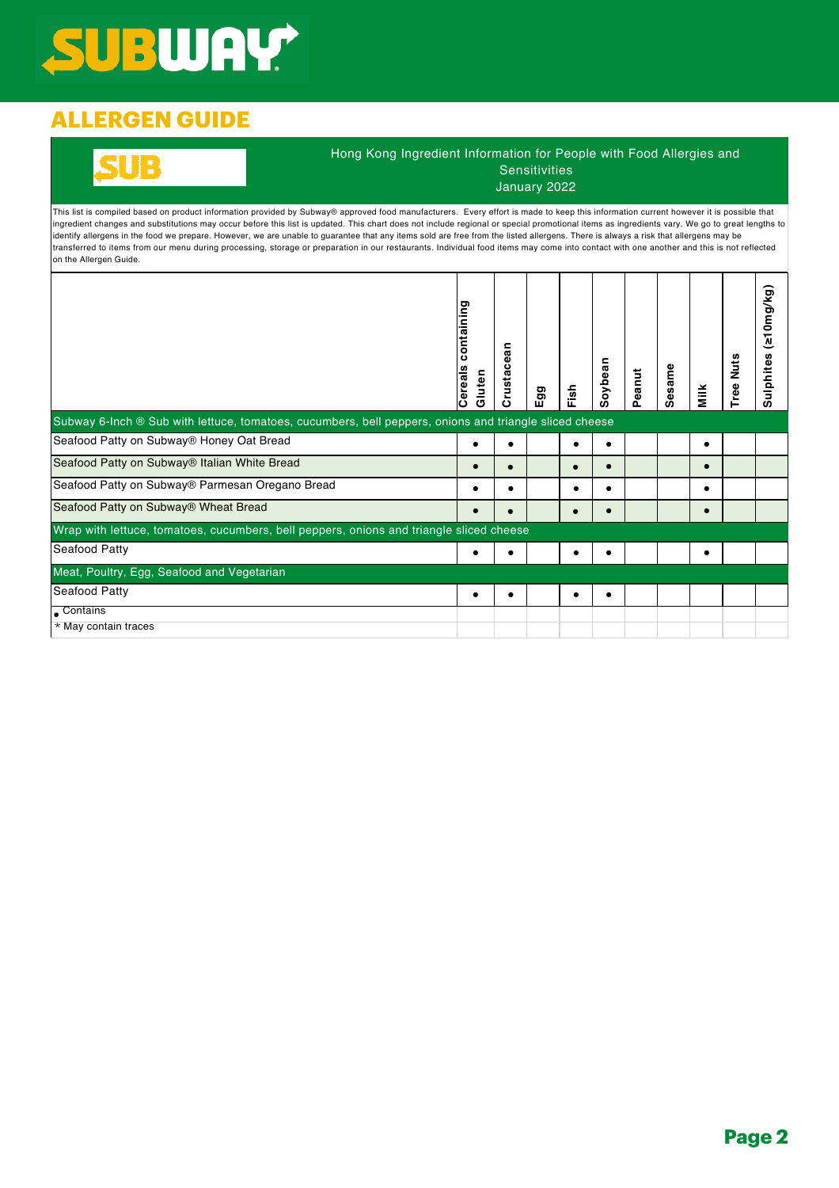# ALLERGEN GUIDE

**SUB**

Hong Kong Ingredient Information for People with Food Allergies and Sensitivities
January 2022

This list is compiled based on product information provided by Subway® approved food manufacturers. Every effort is made to keep this information current however it is possible that ingredient changes and substitutions may occur before this list is updated. This chart does not include regional or special promotional items as ingredients vary. We go to great lengths to identify allergens in the food we prepare. However, we are unable to guarantee that any items sold are free from the listed allergens. There is always a risk that allergens may be transferred to items from our menu during processing, storage or preparation in our restaurants. Individual food items may come into contact with one another and this is not reflected on the Allergen Guide.

| | Cereals containing Gluten | Crustacean | Egg | Fish | Soybean | Peanut | Sesame | Milk | Tree Nuts | Sulphites (≥10mg/kg) |
|---|---|---|---|---|---|---|---|---|---|---|
| **Subway 6-Inch ® Sub with lettuce, tomatoes, cucumbers, bell peppers, onions and triangle sliced cheese** | | | | | | | | | | |
| Seafood Patty on Subway® Honey Oat Bread | • | • | | • | • | | | • | | |
| Seafood Patty on Subway® Italian White Bread | • | • | | • | • | | | • | | |
| Seafood Patty on Subway® Parmesan Oregano Bread | • | • | | • | • | | | • | | |
| Seafood Patty on Subway® Wheat Bread | • | • | | • | • | | | • | | |
| **Wrap with lettuce, tomatoes, cucumbers, bell peppers, onions and triangle sliced cheese** | | | | | | | | | | |
| Seafood Patty | • | • | | • | • | | | • | | |
| **Meat, Poultry, Egg, Seafood and Vegetarian** | | | | | | | | | | |
| Seafood Patty | • | • | | • | • | | | | | |
| • Contains | | | | | | | | | | |
| * May contain traces | | | | | | | | | | |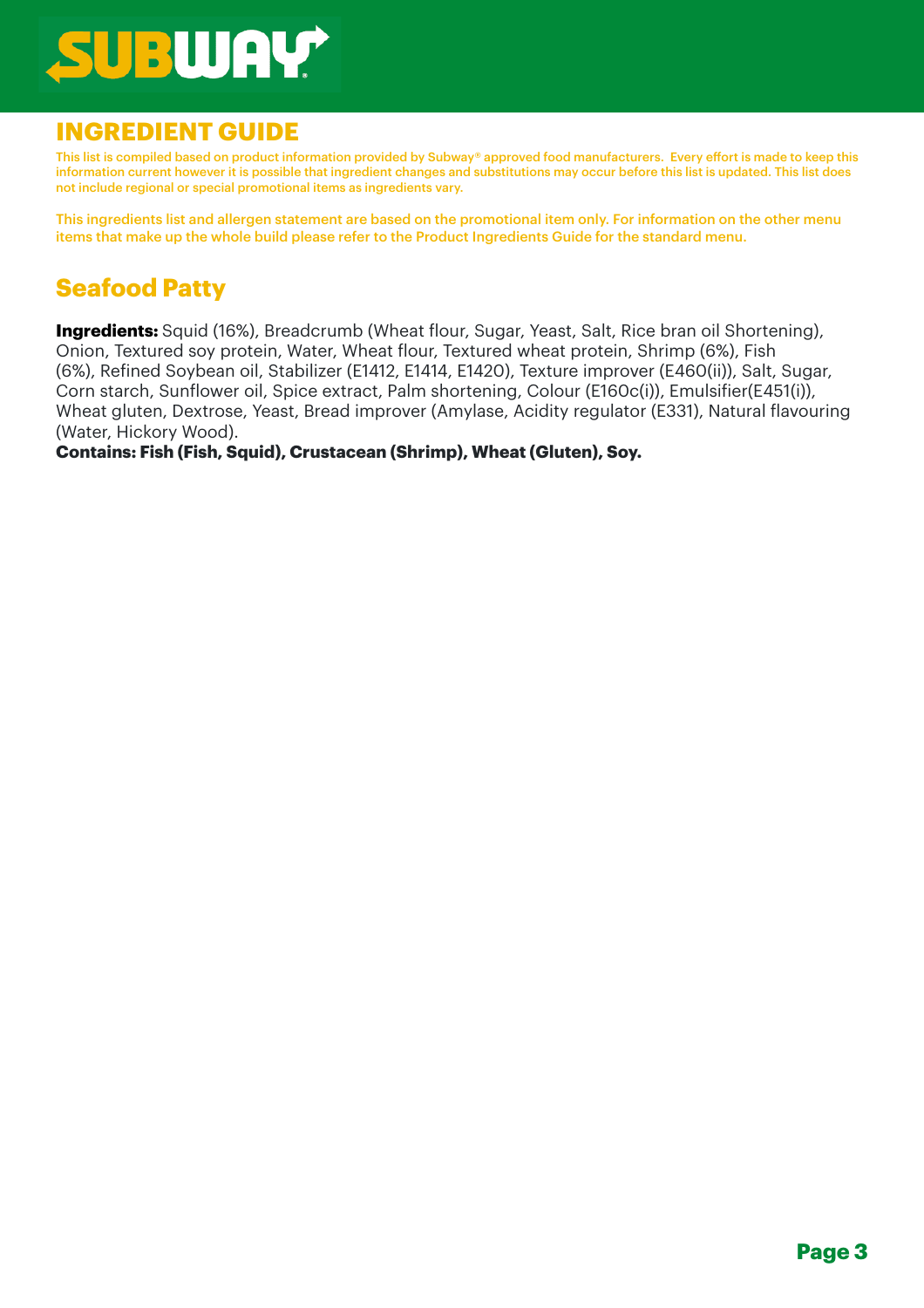SUBWAY

# INGREDIENT GUIDE

This list is compiled based on product information provided by Subway® approved food manufacturers. Every effort is made to keep this information current however it is possible that ingredient changes and substitutions may occur before this list is updated. This list does not include regional or special promotional items as ingredients vary.

This ingredients list and allergen statement are based on the promotional item only. For information on the other menu items that make up the whole build please refer to the Product Ingredients Guide for the standard menu.

## Seafood Patty

**Ingredients:** Squid (16%), Breadcrumb (Wheat flour, Sugar, Yeast, Salt, Rice bran oil Shortening), Onion, Textured soy protein, Water, Wheat flour, Textured wheat protein, Shrimp (6%), Fish (6%), Refined Soybean oil, Stabilizer (E1412, E1414, E1420), Texture improver (E460(ii)), Salt, Sugar, Corn starch, Sunflower oil, Spice extract, Palm shortening, Colour (E160c(i)), Emulsifier(E451(i)), Wheat gluten, Dextrose, Yeast, Bread improver (Amylase, Acidity regulator (E331), Natural flavouring (Water, Hickory Wood).

**Contains: Fish (Fish, Squid), Crustacean (Shrimp), Wheat (Gluten), Soy.**